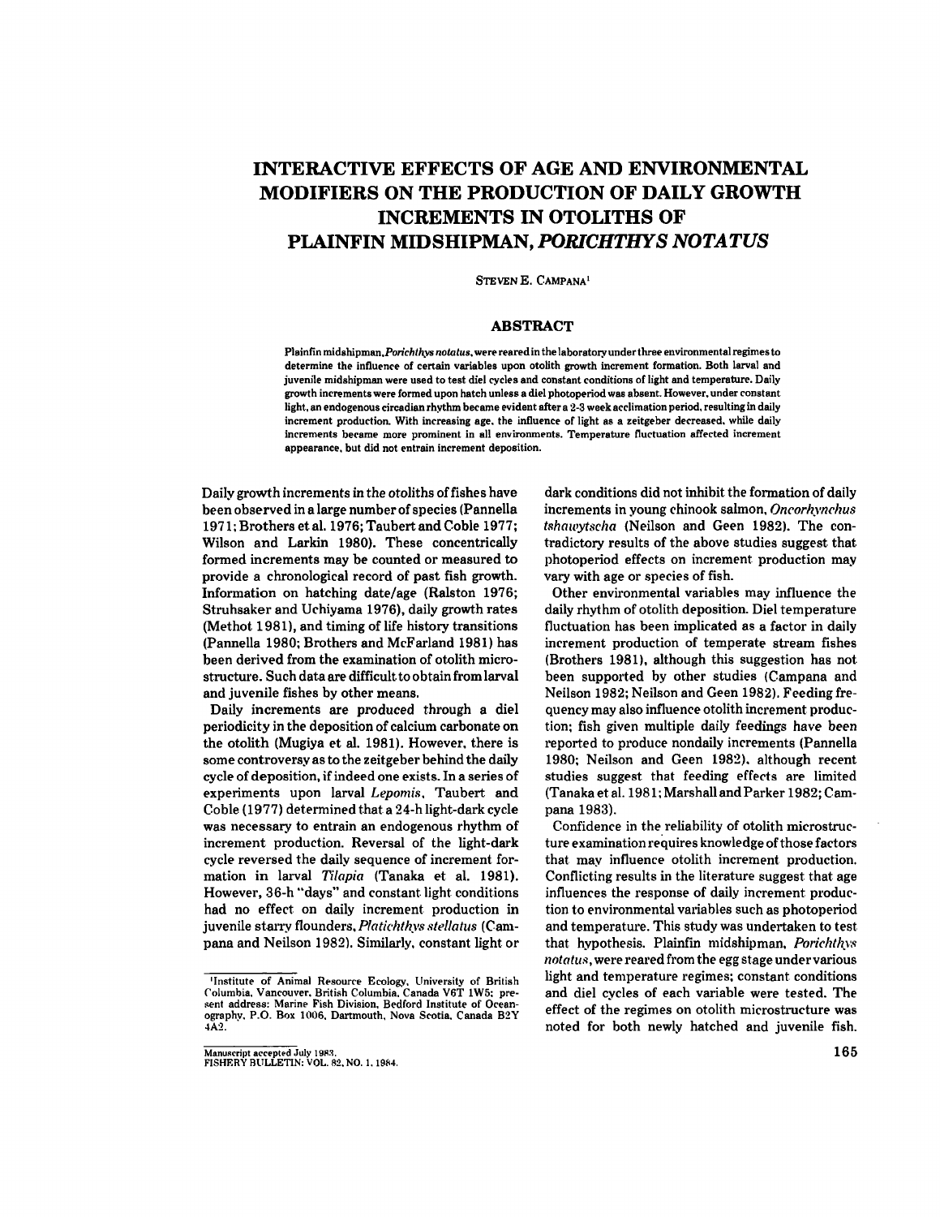# INTERACTIVE EFFECTS OF AGE AND ENVIRONMENTAL MODIFIERS ON THE PRODUCTION OF DAILY GROWTH INCREMENTS IN OTOLITHS OF PLAINFIN MIDSHIPMAN, *PORICHTHYS NOTATUS*

STEVEN E. CAMPANA[1]

## ABSTRACT

Plainfin midshipman, *Porichthys notatus*, were reared in the laboratory under three environmental regimes to determine the influence of certain variables upon otolith growth increment formation. Both larval and juvenile midshipman were used to test diel cycles and constant conditions of light and temperature. Daily growth increments were formed upon hatch unless a diel photoperiod was absent. However, under constant light, an endogenous circadian rhythm became evident after a 2-3 week acclimation period, resulting in daily increment production. With increasing age, the influence of light as a zeitgeber decreased, while daily increments became more prominent in all environments. Temperature fluctuation affected increment appearance, but did not entrain increment deposition.

Daily growth increments in the otoliths of fishes have been observed in a large number of species (Pannella 1971; Brothers et al. 1976; Taubert and Coble 1977; Wilson and Larkin 1980). These concentrically formed increments may be counted or measured to provide a chronological record of past fish growth. Information on hatching date/age (Ralston 1976; Struhsaker and Uchiyama 1976), daily growth rates (Methot 1981), and timing of life history transitions (Pannella 1980; Brothers and McFarland 1981) has been derived from the examination of otolith microstructure. Such data are difficult to obtain from larval and juvenile fishes by other means.

Daily increments are produced through a diel periodicity in the deposition of calcium carbonate on the otolith (Mugiya et al. 1981). However, there is some controversy as to the zeitgeber behind the daily cycle of deposition, if indeed one exists. In a series of experiments upon larval *Lepomis*, Taubert and Coble (1977) determined that a 24-h light-dark cycle was necessary to entrain an endogenous rhythm of increment production. Reversal of the light-dark cycle reversed the daily sequence of increment formation in larval *Tilapia* (Tanaka et al. 1981). However, 36-h "days" and constant light conditions had no effect on daily increment production in juvenile starry flounders, *Platichthys stellatus* (Campana and Neilson 1982). Similarly, constant light or dark conditions did not inhibit the formation of daily increments in young chinook salmon, *Oncorhynchus tshawytscha* (Neilson and Geen 1982). The contradictory results of the above studies suggest that photoperiod effects on increment production may vary with age or species of fish.

Other environmental variables may influence the daily rhythm of otolith deposition. Diel temperature fluctuation has been implicated as a factor in daily increment production of temperate stream fishes (Brothers 1981), although this suggestion has not been supported by other studies (Campana and Neilson 1982; Neilson and Geen 1982). Feeding frequency may also influence otolith increment production; fish given multiple daily feedings have been reported to produce nondaily increments (Pannella 1980; Neilson and Geen 1982), although recent studies suggest that feeding effects are limited (Tanaka et al. 1981; Marshall and Parker 1982; Campana 1983).

Confidence in the reliability of otolith microstructure examination requires knowledge of those factors that may influence otolith increment production. Conflicting results in the literature suggest that age influences the response of daily increment production to environmental variables such as photoperiod and temperature. This study was undertaken to test that hypothesis. Plainfin midshipman, *Porichthys notatus*, were reared from the egg stage under various light and temperature regimes; constant conditions and diel cycles of each variable were tested. The effect of the regimes on otolith microstructure was noted for both newly hatched and juvenile fish.

[1]Institute of Animal Resource Ecology, University of British Columbia, Vancouver, British Columbia, Canada V6T 1W5; present address: Marine Fish Division, Bedford Institute of Oceanography, P.O. Box 1006, Dartmouth, Nova Scotia, Canada B2Y 4A2.

Manuscript accepted July 1983.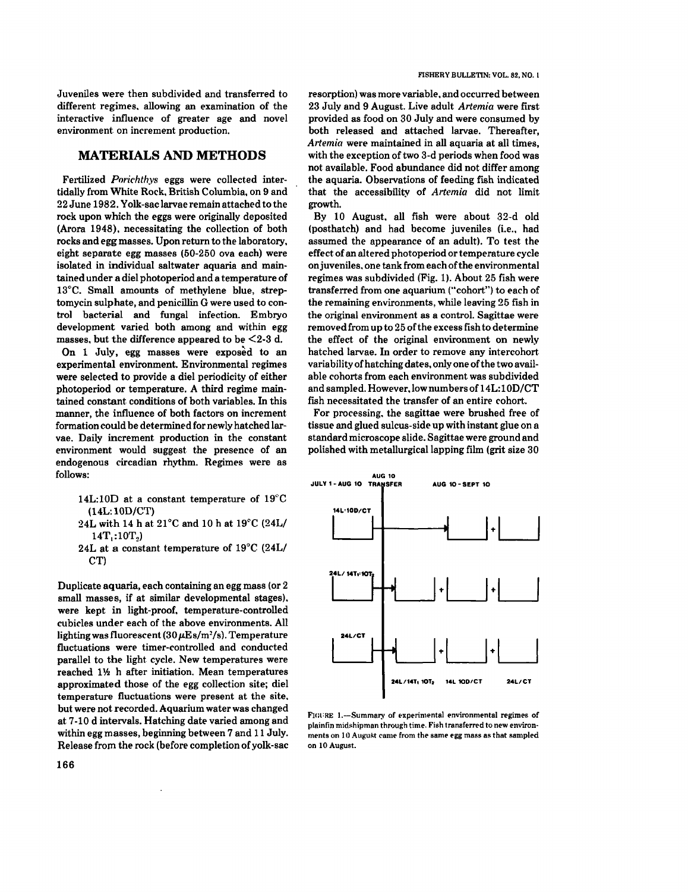Juveniles were then subdivided and transferred to different regimes, allowing an examination of the interactive influence of greater age and novel environment on increment production.

## MATERIALS AND METHODS

Fertilized *Porichthys* eggs were collected intertidally from White Rock, British Columbia, on 9 and 22 June 1982. Yolk-sac larvae remain attached to the rock upon which the eggs were originally deposited (Arora 1948), necessitating the collection of both rocks and egg masses. Upon return to the laboratory, eight separate egg masses (50-250 ova each) were isolated in individual saltwater aquaria and maintained under a diel photoperiod and a temperature of 13°C. Small amounts of methylene blue, streptomycin sulphate, and penicillin G were used to control bacterial and fungal infection. Embryo development varied both among and within egg masses, but the difference appeared to be <2-3 d.

On 1 July, egg masses were exposed to an experimental environment. Environmental regimes were selected to provide a diel periodicity of either photoperiod or temperature. A third regime maintained constant conditions of both variables. In this manner, the influence of both factors on increment formation could be determined for newly hatched larvae. Daily increment production in the constant environment would suggest the presence of an endogenous circadian rhythm. Regimes were as follows:

- 14L:10D at a constant temperature of 19°C (14L:10D/CT)
- 24L with 14 h at 21°C and 10 h at 19°C (24L/ $14T_1$:$10T_2$)
- 24L at a constant temperature of 19°C (24L/ CT)

Duplicate aquaria, each containing an egg mass (or 2 small masses, if at similar developmental stages), were kept in light-proof, temperature-controlled cubicles under each of the above environments. All lighting was fluorescent (30 $\mu$Es/m$^2$/s). Temperature fluctuations were timer-controlled and conducted parallel to the light cycle. New temperatures were reached 1½ h after initiation. Mean temperatures approximated those of the egg collection site; diel temperature fluctuations were present at the site, but were not recorded. Aquarium water was changed at 7-10 d intervals. Hatching date varied among and within egg masses, beginning between 7 and 11 July. Release from the rock (before completion of yolk-sac resorption) was more variable, and occurred between 23 July and 9 August. Live adult *Artemia* were first provided as food on 30 July and were consumed by both released and attached larvae. Thereafter, *Artemia* were maintained in all aquaria at all times, with the exception of two 3-d periods when food was not available. Food abundance did not differ among the aquaria. Observations of feeding fish indicated that the accessibility of *Artemia* did not limit growth.

By 10 August, all fish were about 32-d old (posthatch) and had become juveniles (i.e., had assumed the appearance of an adult). To test the effect of an altered photoperiod or temperature cycle on juveniles, one tank from each of the environmental regimes was subdivided (Fig. 1). About 25 fish were transferred from one aquarium ("cohort") to each of the remaining environments, while leaving 25 fish in the original environment as a control. Sagittae were removed from up to 25 of the excess fish to determine the effect of the original environment on newly hatched larvae. In order to remove any intercohort variability of hatching dates, only one of the two available cohorts from each environment was subdivided and sampled. However, low numbers of 14L:10D/CT fish necessitated the transfer of an entire cohort.

For processing, the sagittae were brushed free of tissue and glued sulcus-side up with instant glue on a standard microscope slide. Sagittae were ground and polished with metallurgical lapping film (grit size 30

FIGURE 1.—Summary of experimental environmental regimes of plainfin midshipman through time. Fish transferred to new environments on 10 August came from the same egg mass as that sampled on 10 August.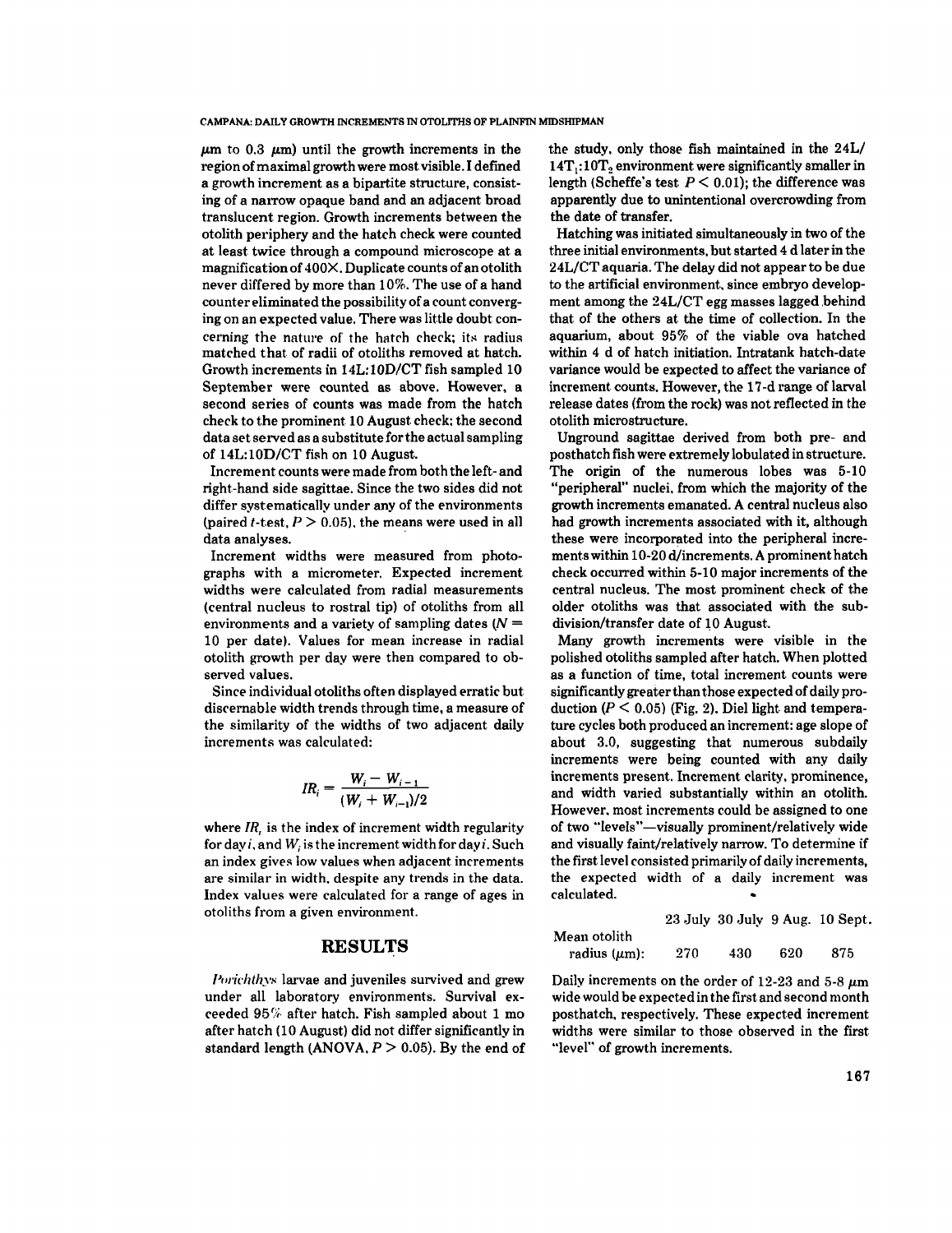μm to 0.3 μm) until the growth increments in the region of maximal growth were most visible. I defined a growth increment as a bipartite structure, consisting of a narrow opaque band and an adjacent broad translucent region. Growth increments between the otolith periphery and the hatch check were counted at least twice through a compound microscope at a magnification of 400×. Duplicate counts of an otolith never differed by more than 10%. The use of a hand counter eliminated the possibility of a count converging on an expected value. There was little doubt concerning the nature of the hatch check; its radius matched that of radii of otoliths removed at hatch. Growth increments in 14L:10D/CT fish sampled 10 September were counted as above. However, a second series of counts was made from the hatch check to the prominent 10 August check; the second data set served as a substitute for the actual sampling of 14L:10D/CT fish on 10 August.

Increment counts were made from both the left- and right-hand side sagittae. Since the two sides did not differ systematically under any of the environments (paired $t$-test, $P > 0.05$), the means were used in all data analyses.

Increment widths were measured from photographs with a micrometer. Expected increment widths were calculated from radial measurements (central nucleus to rostral tip) of otoliths from all environments and a variety of sampling dates ($N$ = 10 per date). Values for mean increase in radial otolith growth per day were then compared to observed values.

Since individual otoliths often displayed erratic but discernable width trends through time, a measure of the similarity of the widths of two adjacent daily increments was calculated:

$$IR_i = \frac{W_i - W_{i-1}}{(W_i + W_{i-1})/2}$$

where $IR_i$ is the index of increment width regularity for day $i$, and $W_i$ is the increment width for day $i$. Such an index gives low values when adjacent increments are similar in width, despite any trends in the data. Index values were calculated for a range of ages in otoliths from a given environment.

## RESULTS

*Porichthys* larvae and juveniles survived and grew under all laboratory environments. Survival exceeded 95% after hatch. Fish sampled about 1 mo after hatch (10 August) did not differ significantly in standard length (ANOVA, $P > 0.05$). By the end of the study, only those fish maintained in the 24L/ $14T_1$:$10T_2$ environment were significantly smaller in length (Scheffe's test $P < 0.01$); the difference was apparently due to unintentional overcrowding from the date of transfer.

Hatching was initiated simultaneously in two of the three initial environments, but started 4 d later in the 24L/CT aquaria. The delay did not appear to be due to the artificial environment, since embryo development among the 24L/CT egg masses lagged behind that of the others at the time of collection. In the aquarium, about 95% of the viable ova hatched within 4 d of hatch initiation. Intratank hatch-date variance would be expected to affect the variance of increment counts. However, the 17-d range of larval release dates (from the rock) was not reflected in the otolith microstructure.

Unground sagittae derived from both pre- and posthatch fish were extremely lobulated in structure. The origin of the numerous lobes was 5-10 "peripheral" nuclei, from which the majority of the growth increments emanated. A central nucleus also had growth increments associated with it, although these were incorporated into the peripheral increments within 10-20 d/increments. A prominent hatch check occurred within 5-10 major increments of the central nucleus. The most prominent check of the older otoliths was that associated with the subdivision/transfer date of 10 August.

Many growth increments were visible in the polished otoliths sampled after hatch. When plotted as a function of time, total increment counts were significantly greater than those expected of daily production ($P < 0.05$) (Fig. 2). Diel light and temperature cycles both produced an increment: age slope of about 3.0, suggesting that numerous subdaily increments were being counted with any daily increments present. Increment clarity, prominence, and width varied substantially within an otolith. However, most increments could be assigned to one of two "levels"—visually prominent/relatively wide and visually faint/relatively narrow. To determine if the first level consisted primarily of daily increments, the expected width of a daily increment was calculated.

| | 23 July | 30 July | 9 Aug. | 10 Sept. |
|---|---|---|---|---|
| Mean otolith radius (μm): | 270 | 430 | 620 | 875 |

Daily increments on the order of 12-23 and 5-8 μm wide would be expected in the first and second month posthatch, respectively. These expected increment widths were similar to those observed in the first "level" of growth increments.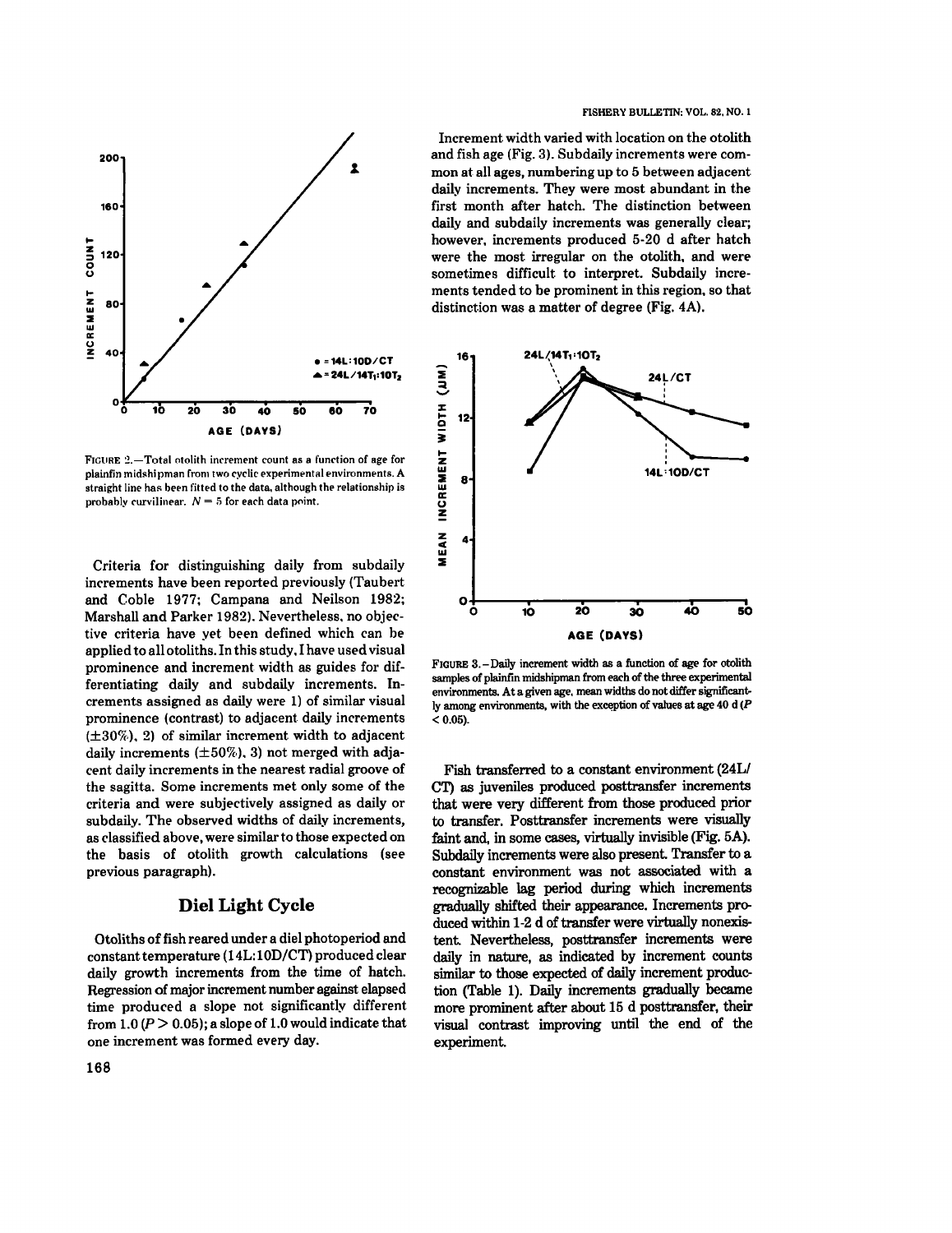FIGURE 2.—Total otolith increment count as a function of age for plainfin midshipman from two cyclic experimental environments. A straight line has been fitted to the data, although the relationship is probably curvilinear. $N = 5$ for each data point.

Criteria for distinguishing daily from subdaily increments have been reported previously (Taubert and Coble 1977; Campana and Neilson 1982; Marshall and Parker 1982). Nevertheless, no objective criteria have yet been defined which can be applied to all otoliths. In this study, I have used visual prominence and increment width as guides for differentiating daily and subdaily increments. Increments assigned as daily were 1) of similar visual prominence (contrast) to adjacent daily increments (±30%), 2) of similar increment width to adjacent daily increments (±50%), 3) not merged with adjacent daily increments in the nearest radial groove of the sagitta. Some increments met only some of the criteria and were subjectively assigned as daily or subdaily. The observed widths of daily increments, as classified above, were similar to those expected on the basis of otolith growth calculations (see previous paragraph).

## Diel Light Cycle

Otoliths of fish reared under a diel photoperiod and constant temperature (14L:10D/CT) produced clear daily growth increments from the time of hatch. Regression of major increment number against elapsed time produced a slope not significantly different from 1.0 ($P > 0.05$); a slope of 1.0 would indicate that one increment was formed every day.

Increment width varied with location on the otolith and fish age (Fig. 3). Subdaily increments were common at all ages, numbering up to 5 between adjacent daily increments. They were most abundant in the first month after hatch. The distinction between daily and subdaily increments was generally clear; however, increments produced 5-20 d after hatch were the most irregular on the otolith, and were sometimes difficult to interpret. Subdaily increments tended to be prominent in this region, so that distinction was a matter of degree (Fig. 4A).

FIGURE 3.—Daily increment width as a function of age for otolith samples of plainfin midshipman from each of the three experimental environments. At a given age, mean widths do not differ significantly among environments, with the exception of values at age 40 d ($P < 0.05$).

Fish transferred to a constant environment (24L/CT) as juveniles produced posttransfer increments that were very different from those produced prior to transfer. Posttransfer increments were visually faint and, in some cases, virtually invisible (Fig. 5A). Subdaily increments were also present. Transfer to a constant environment was not associated with a recognizable lag period during which increments gradually shifted their appearance. Increments produced within 1-2 d of transfer were virtually nonexistent. Nevertheless, posttransfer increments were daily in nature, as indicated by increment counts similar to those expected of daily increment production (Table 1). Daily increments gradually became more prominent after about 15 d posttransfer, their visual contrast improving until the end of the experiment.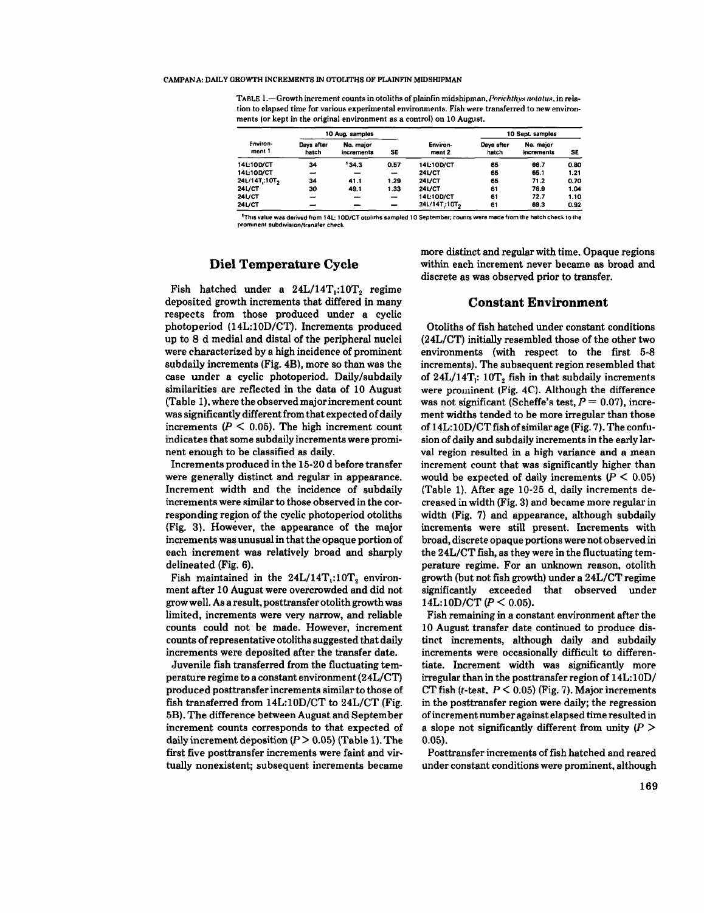TABLE 1.—Growth increment counts in otoliths of plainfin midshipman, *Porichthys notatus*, in relation to elapsed time for various experimental environments. Fish were transferred to new environments (or kept in the original environment as a control) on 10 August.

| 10 Aug. samples | | | | | 10 Sept. samples | | |
|---|---|---|---|---|---|---|---|
| Environment 1 | Days after hatch | No. major increments | SE | Environment 2 | Days after hatch | No. major increments | SE |
| 14L:10D/CT | 34 | [1]34.3 | 0.57 | 14L:10D/CT | 65 | 66.7 | 0.80 |
| 14L:10D/CT | — | — | — | 24L/CT | 65 | 65.1 | 1.21 |
| $24L/14T_1{:}10T_2$ | 34 | 41.1 | 1.29 | 24L/CT | 65 | 71.2 | 0.70 |
| 24L/CT | 30 | 49.1 | 1.33 | 24L/CT | 61 | 76.9 | 1.04 |
| 24L/CT | — | — | — | 14L:10D/CT | 61 | 72.7 | 1.10 |
| 24L/CT | — | — | — | $24L/14T_1{:}10T_2$ | 61 | 69.3 | 0.92 |

[1]This value was derived from 14L: 10D/CT otoliths sampled 10 September; counts were made from the hatch check to the prominent subdivision/transfer check.

## Diel Temperature Cycle

Fish hatched under a $24L/14T_1{:}10T_2$ regime deposited growth increments that differed in many respects from those produced under a cyclic photoperiod (14L:10D/CT). Increments produced up to 8 d medial and distal of the peripheral nuclei were characterized by a high incidence of prominent subdaily increments (Fig. 4B), more so than was the case under a cyclic photoperiod. Daily/subdaily similarities are reflected in the data of 10 August (Table 1), where the observed major increment count was significantly different from that expected of daily increments ($P < 0.05$). The high increment count indicates that some subdaily increments were prominent enough to be classified as daily.

Increments produced in the 15-20 d before transfer were generally distinct and regular in appearance. Increment width and the incidence of subdaily increments were similar to those observed in the corresponding region of the cyclic photoperiod otoliths (Fig. 3). However, the appearance of the major increments was unusual in that the opaque portion of each increment was relatively broad and sharply delineated (Fig. 6).

Fish maintained in the $24L/14T_1{:}10T_2$ environment after 10 August were overcrowded and did not grow well. As a result, posttransfer otolith growth was limited, increments were very narrow, and reliable counts could not be made. However, increment counts of representative otoliths suggested that daily increments were deposited after the transfer date.

Juvenile fish transferred from the fluctuating temperature regime to a constant environment (24L/CT) produced posttransfer increments similar to those of fish transferred from 14L:10D/CT to 24L/CT (Fig. 5B). The difference between August and September increment counts corresponds to that expected of daily increment deposition ($P > 0.05$) (Table 1). The first five posttransfer increments were faint and virtually nonexistent; subsequent increments became more distinct and regular with time. Opaque regions within each increment never became as broad and discrete as was observed prior to transfer.

## Constant Environment

Otoliths of fish hatched under constant conditions (24L/CT) initially resembled those of the other two environments (with respect to the first 5-8 increments). The subsequent region resembled that of $24L/14T_1{:}\ 10T_2$ fish in that subdaily increments were prominent (Fig. 4C). Although the difference was not significant (Scheffe's test, $P = 0.07$), increment widths tended to be more irregular than those of 14L:10D/CT fish of similar age (Fig. 7). The confusion of daily and subdaily increments in the early larval region resulted in a high variance and a mean increment count that was significantly higher than would be expected of daily increments ($P < 0.05$) (Table 1). After age 10-25 d, daily increments decreased in width (Fig. 3) and became more regular in width (Fig. 7) and appearance, although subdaily increments were still present. Increments with broad, discrete opaque portions were not observed in the 24L/CT fish, as they were in the fluctuating temperature regime. For an unknown reason, otolith growth (but not fish growth) under a 24L/CT regime significantly exceeded that observed under 14L:10D/CT ($P < 0.05$).

Fish remaining in a constant environment after the 10 August transfer date continued to produce distinct increments, although daily and subdaily increments were occasionally difficult to differentiate. Increment width was significantly more irregular than in the posttransfer region of 14L:10D/CT fish ($t$-test, $P < 0.05$) (Fig. 7). Major increments in the posttransfer region were daily; the regression of increment number against elapsed time resulted in a slope not significantly different from unity ($P > 0.05$).

Posttransfer increments of fish hatched and reared under constant conditions were prominent, although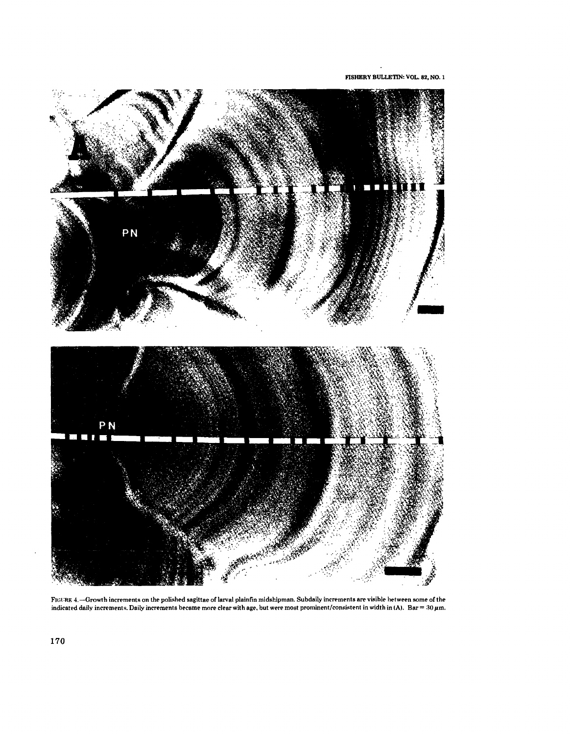FIGURE 4.—Growth increments on the polished sagittae of larval plainfin midshipman. Subdaily increments are visible between some of the indicated daily increments. Daily increments became more clear with age, but were most prominent/consistent in width in (A). Bar = 30 $\mu$m.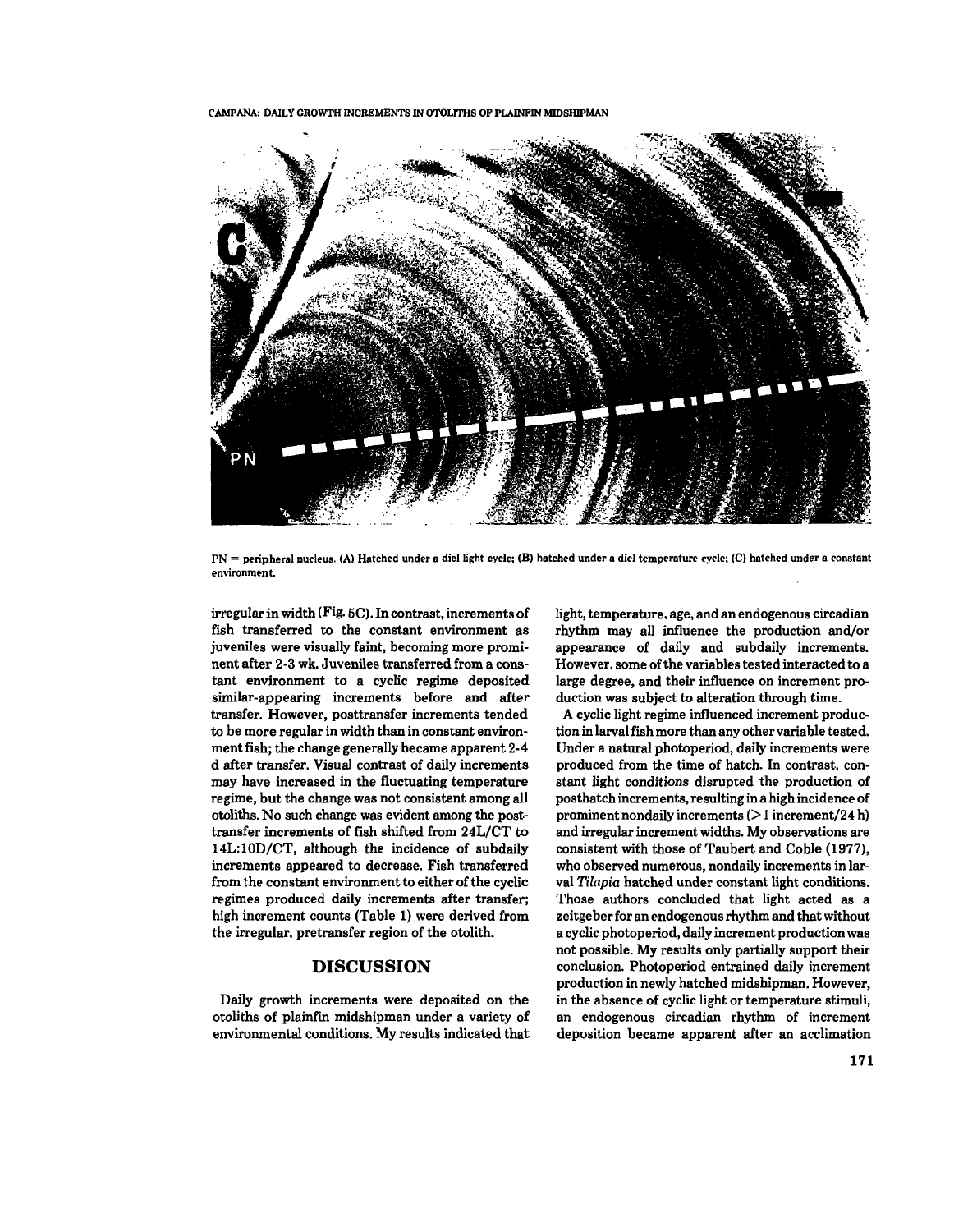PN = peripheral nucleus. (A) Hatched under a diel light cycle; (B) hatched under a diel temperature cycle; (C) hatched under a constant environment.

irregular in width (Fig. 5C). In contrast, increments of fish transferred to the constant environment as juveniles were visually faint, becoming more prominent after 2-3 wk. Juveniles transferred from a constant environment to a cyclic regime deposited similar-appearing increments before and after transfer. However, posttransfer increments tended to be more regular in width than in constant environment fish; the change generally became apparent 2-4 d after transfer. Visual contrast of daily increments may have increased in the fluctuating temperature regime, but the change was not consistent among all otoliths. No such change was evident among the posttransfer increments of fish shifted from 24L/CT to 14L:10D/CT, although the incidence of subdaily increments appeared to decrease. Fish transferred from the constant environment to either of the cyclic regimes produced daily increments after transfer; high increment counts (Table 1) were derived from the irregular, pretransfer region of the otolith.

## DISCUSSION

Daily growth increments were deposited on the otoliths of plainfin midshipman under a variety of environmental conditions. My results indicated that light, temperature, age, and an endogenous circadian rhythm may all influence the production and/or appearance of daily and subdaily increments. However, some of the variables tested interacted to a large degree, and their influence on increment production was subject to alteration through time.

A cyclic light regime influenced increment production in larval fish more than any other variable tested. Under a natural photoperiod, daily increments were produced from the time of hatch. In contrast, constant light conditions disrupted the production of posthatch increments, resulting in a high incidence of prominent nondaily increments (>1 increment/24 h) and irregular increment widths. My observations are consistent with those of Taubert and Coble (1977), who observed numerous, nondaily increments in larval *Tilapia* hatched under constant light conditions. Those authors concluded that light acted as a zeitgeber for an endogenous rhythm and that without a cyclic photoperiod, daily increment production was not possible. My results only partially support their conclusion. Photoperiod entrained daily increment production in newly hatched midshipman. However, in the absence of cyclic light or temperature stimuli, an endogenous circadian rhythm of increment deposition became apparent after an acclimation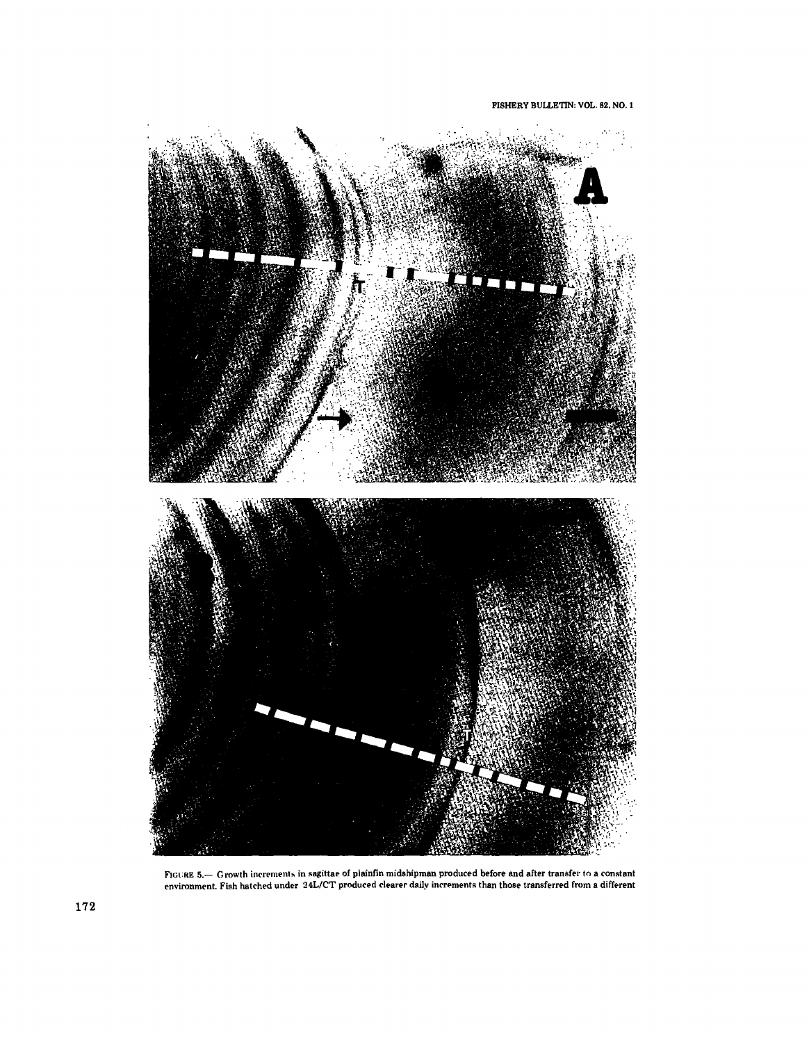FIGURE 5.— Growth increments in sagittae of plainfin midshipman produced before and after transfer to a constant environment. Fish hatched under 24L/CT produced clearer daily increments than those transferred from a different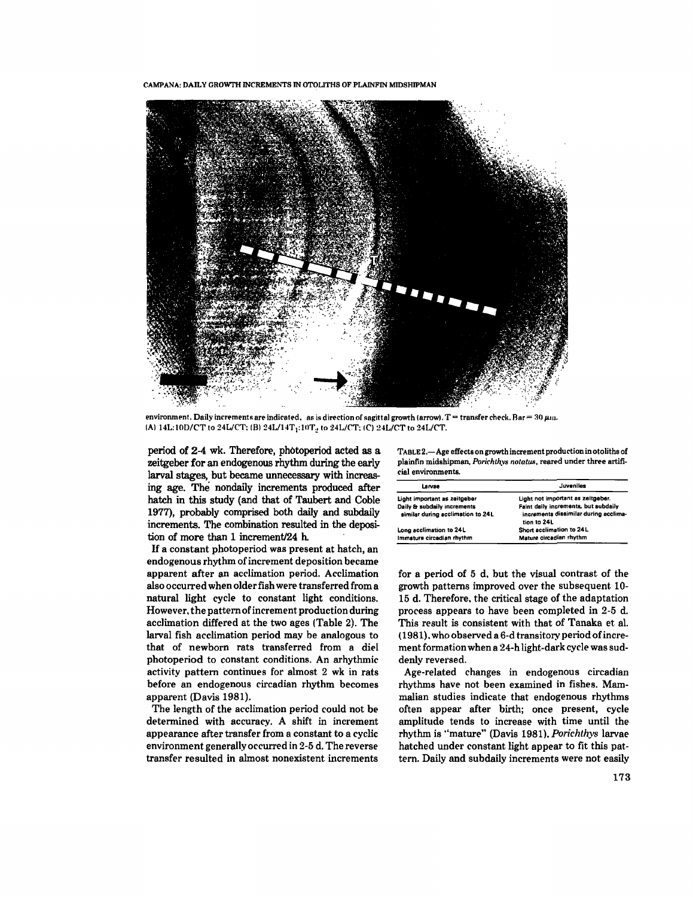environment. Daily increments are indicated, as is direction of sagittal growth (arrow). T = transfer check. Bar = 30 μm. (A) 14L:10D/CT to 24L/CT; (B) 24L/14T$_1$:10T$_2$ to 24L/CT; (C) 24L/CT to 24L/CT.

period of 2-4 wk. Therefore, photoperiod acted as a zeitgeber for an endogenous rhythm during the early larval stages, but became unnecessary with increasing age. The nondaily increments produced after hatch in this study (and that of Taubert and Coble 1977), probably comprised both daily and subdaily increments. The combination resulted in the deposition of more than 1 increment/24 h.

If a constant photoperiod was present at hatch, an endogenous rhythm of increment deposition became apparent after an acclimation period. Acclimation also occurred when older fish were transferred from a natural light cycle to constant light conditions. However, the pattern of increment production during acclimation differed at the two ages (Table 2). The larval fish acclimation period may be analogous to that of newborn rats transferred from a diel photoperiod to constant conditions. An arhythmic activity pattern continues for almost 2 wk in rats before an endogenous circadian rhythm becomes apparent (Davis 1981).

The length of the acclimation period could not be determined with accuracy. A shift in increment appearance after transfer from a constant to a cyclic environment generally occurred in 2-5 d. The reverse transfer resulted in almost nonexistent increments for a period of 5 d, but the visual contrast of the growth patterns improved over the subsequent 10-15 d. Therefore, the critical stage of the adaptation process appears to have been completed in 2-5 d. This result is consistent with that of Tanaka et al. (1981), who observed a 6-d transitory period of increment formation when a 24-h light-dark cycle was suddenly reversed.

TABLE 2.—Age effects on growth increment production in otoliths of plainfin midshipman, *Porichthys notatus*, reared under three artificial environments.

| Larvae | Juveniles |
|---|---|
| Light important as zeitgeber | Light not important as zeitgeber. |
| Daily & subdaily increments similar during acclimation to 24L | Faint daily increments, but subdaily increments dissimilar during acclimation to 24L |
| Long acclimation to 24L | Short acclimation to 24L |
| Immature circadian rhythm | Mature circadian rhythm |

Age-related changes in endogenous circadian rhythms have not been examined in fishes. Mammalian studies indicate that endogenous rhythms often appear after birth; once present, cycle amplitude tends to increase with time until the rhythm is "mature" (Davis 1981). *Porichthys* larvae hatched under constant light appear to fit this pattern. Daily and subdaily increments were not easily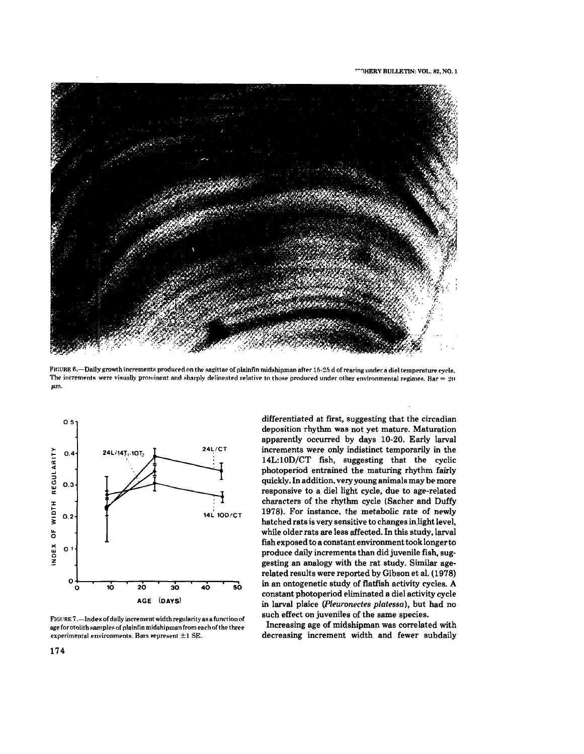FIGURE 6.—Daily growth increments produced on the sagittae of plainfin midshipman after 15-25 d of rearing under a diel temperature cycle. The increments were visually prominent and sharply delineated relative to those produced under other environmental regimes. Bar = 20 μm.

FIGURE 7.—Index of daily increment width regularity as a function of age for otolith samples of plainfin midshipman from each of the three experimental environments. Bars represent ±1 SE.

differentiated at first, suggesting that the circadian deposition rhythm was not yet mature. Maturation apparently occurred by days 10-20. Early larval increments were only indistinct temporarily in the 14L:10D/CT fish, suggesting that the cyclic photoperiod entrained the maturing rhythm fairly quickly. In addition, very young animals may be more responsive to a diel light cycle, due to age-related characters of the rhythm cycle (Sacher and Duffy 1978). For instance, the metabolic rate of newly hatched rats is very sensitive to changes in light level, while older rats are less affected. In this study, larval fish exposed to a constant environment took longer to produce daily increments than did juvenile fish, suggesting an analogy with the rat study. Similar age-related results were reported by Gibson et al. (1978) in an ontogenetic study of flatfish activity cycles. A constant photoperiod eliminated a diel activity cycle in larval plaice (*Pleuronectes platessa*), but had no such effect on juveniles of the same species.

Increasing age of midshipman was correlated with decreasing increment width and fewer subdaily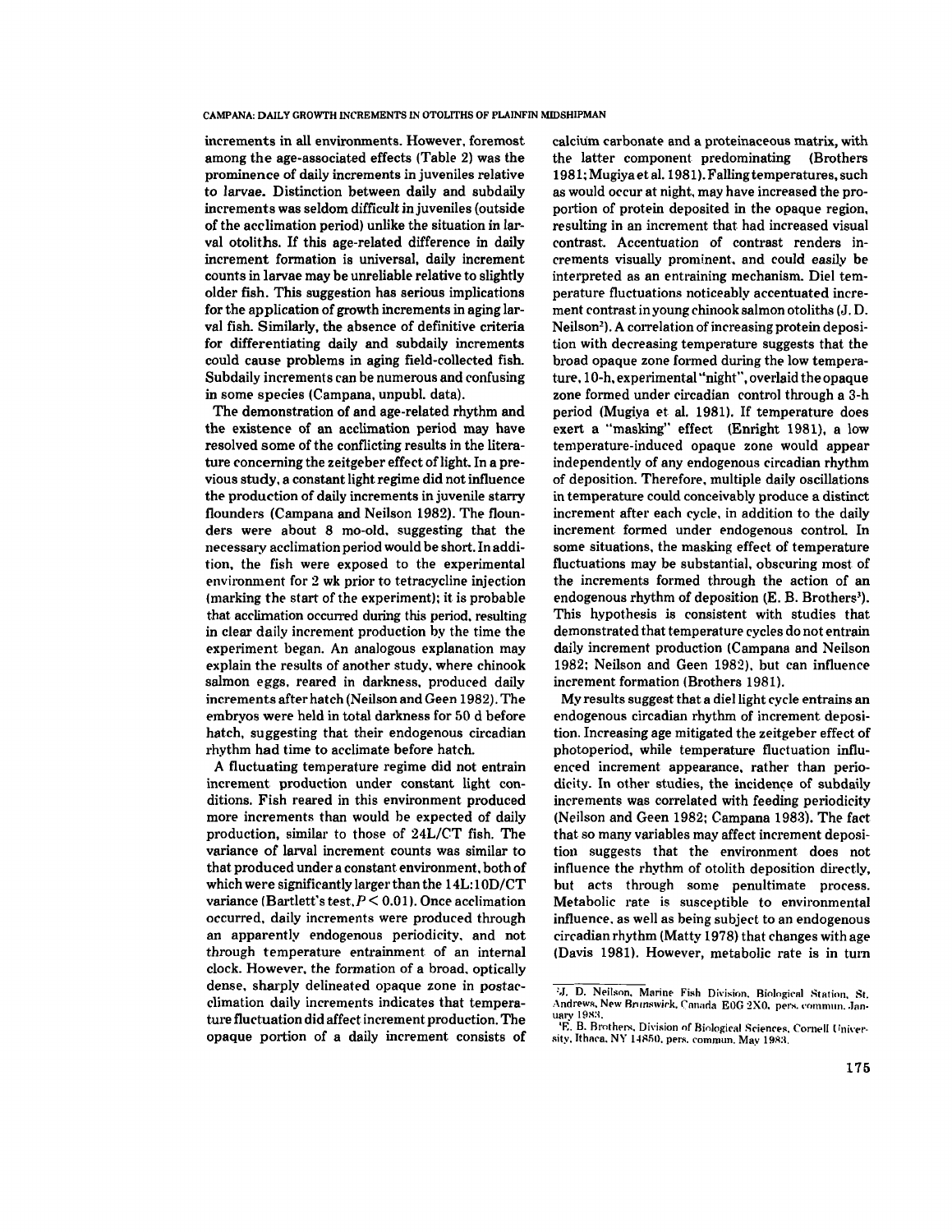increments in all environments. However, foremost among the age-associated effects (Table 2) was the prominence of daily increments in juveniles relative to larvae. Distinction between daily and subdaily increments was seldom difficult in juveniles (outside of the acclimation period) unlike the situation in larval otoliths. If this age-related difference in daily increment formation is universal, daily increment counts in larvae may be unreliable relative to slightly older fish. This suggestion has serious implications for the application of growth increments in aging larval fish. Similarly, the absence of definitive criteria for differentiating daily and subdaily increments could cause problems in aging field-collected fish. Subdaily increments can be numerous and confusing in some species (Campana, unpubl. data).

The demonstration of and age-related rhythm and the existence of an acclimation period may have resolved some of the conflicting results in the literature concerning the zeitgeber effect of light. In a previous study, a constant light regime did not influence the production of daily increments in juvenile starry flounders (Campana and Neilson 1982). The flounders were about 8 mo-old, suggesting that the necessary acclimation period would be short. In addition, the fish were exposed to the experimental environment for 2 wk prior to tetracycline injection (marking the start of the experiment); it is probable that acclimation occurred during this period, resulting in clear daily increment production by the time the experiment began. An analogous explanation may explain the results of another study, where chinook salmon eggs, reared in darkness, produced daily increments after hatch (Neilson and Geen 1982). The embryos were held in total darkness for 50 d before hatch, suggesting that their endogenous circadian rhythm had time to acclimate before hatch.

A fluctuating temperature regime did not entrain increment production under constant light conditions. Fish reared in this environment produced more increments than would be expected of daily production, similar to those of 24L/CT fish. The variance of larval increment counts was similar to that produced under a constant environment, both of which were significantly larger than the 14L:10D/CT variance (Bartlett's test, $P < 0.01$). Once acclimation occurred, daily increments were produced through an apparently endogenous periodicity, and not through temperature entrainment of an internal clock. However, the formation of a broad, optically dense, sharply delineated opaque zone in postacclimation daily increments indicates that temperature fluctuation did affect increment production. The opaque portion of a daily increment consists of calcium carbonate and a proteinaceous matrix, with the latter component predominating (Brothers 1981; Mugiya et al. 1981). Falling temperatures, such as would occur at night, may have increased the proportion of protein deposited in the opaque region, resulting in an increment that had increased visual contrast. Accentuation of contrast renders increments visually prominent, and could easily be interpreted as an entraining mechanism. Diel temperature fluctuations noticeably accentuated increment contrast in young chinook salmon otoliths (J. D. Neilson[2]). A correlation of increasing protein deposition with decreasing temperature suggests that the broad opaque zone formed during the low temperature, 10-h, experimental "night", overlaid the opaque zone formed under circadian control through a 3-h period (Mugiya et al. 1981). If temperature does exert a "masking" effect (Enright 1981), a low temperature-induced opaque zone would appear independently of any endogenous circadian rhythm of deposition. Therefore, multiple daily oscillations in temperature could conceivably produce a distinct increment after each cycle, in addition to the daily increment formed under endogenous control. In some situations, the masking effect of temperature fluctuations may be substantial, obscuring most of the increments formed through the action of an endogenous rhythm of deposition (E. B. Brothers[3]). This hypothesis is consistent with studies that demonstrated that temperature cycles do not entrain daily increment production (Campana and Neilson 1982; Neilson and Geen 1982), but can influence increment formation (Brothers 1981).

My results suggest that a diel light cycle entrains an endogenous circadian rhythm of increment deposition. Increasing age mitigated the zeitgeber effect of photoperiod, while temperature fluctuation influenced increment appearance, rather than periodicity. In other studies, the incidence of subdaily increments was correlated with feeding periodicity (Neilson and Geen 1982; Campana 1983). The fact that so many variables may affect increment deposition suggests that the environment does not influence the rhythm of otolith deposition directly, but acts through some penultimate process. Metabolic rate is susceptible to environmental influence, as well as being subject to an endogenous circadian rhythm (Matty 1978) that changes with age (Davis 1981). However, metabolic rate is in turn

[2]J. D. Neilson, Marine Fish Division, Biological Station, St. Andrews, New Brunswick, Canada E0G 2X0, pers. commun. January 1983.

[3]E. B. Brothers, Division of Biological Sciences, Cornell University, Ithaca, NY 14850, pers. commun. May 1983.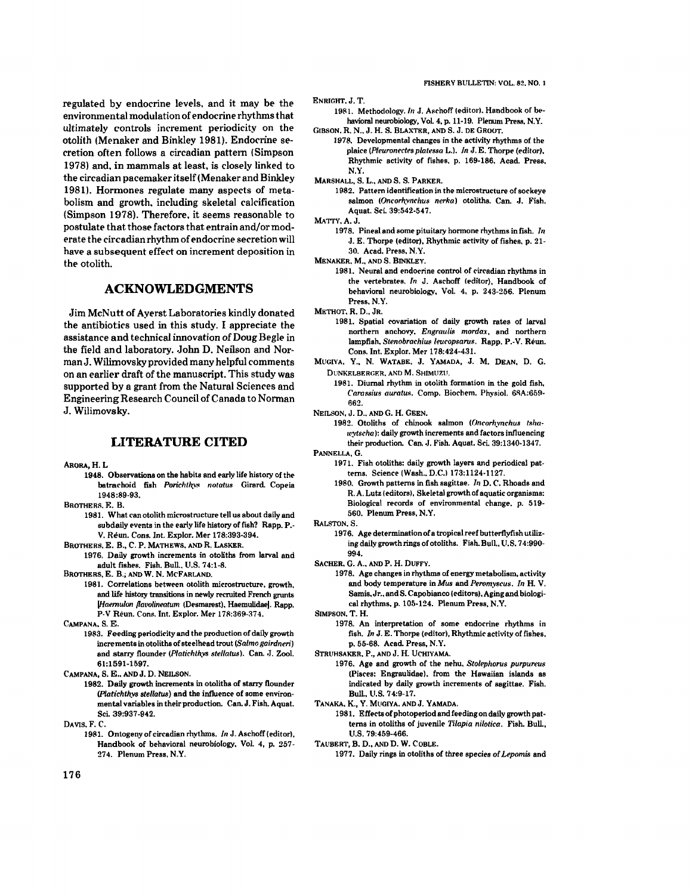regulated by endocrine levels, and it may be the environmental modulation of endocrine rhythms that ultimately controls increment periodicity on the otolith (Menaker and Binkley 1981). Endocrine secretion often follows a circadian pattern (Simpson 1978) and, in mammals at least, is closely linked to the circadian pacemaker itself (Menaker and Binkley 1981). Hormones regulate many aspects of metabolism and growth, including skeletal calcification (Simpson 1978). Therefore, it seems reasonable to postulate that those factors that entrain and/or moderate the circadian rhythm of endocrine secretion will have a subsequent effect on increment deposition in the otolith.

## ACKNOWLEDGMENTS

Jim McNutt of Ayerst Laboratories kindly donated the antibiotics used in this study. I appreciate the assistance and technical innovation of Doug Begle in the field and laboratory. John D. Neilson and Norman J. Wilimovsky provided many helpful comments on an earlier draft of the manuscript. This study was supported by a grant from the Natural Sciences and Engineering Research Council of Canada to Norman J. Wilimovsky.

## LITERATURE CITED

ARORA, H. L.
1948. Observations on the habits and early life history of the batrachoid fish *Porichthys notatus* Girard. Copeia 1948:89-93.

BROTHERS, E. B.
1981. What can otolith microstructure tell us about daily and subdaily events in the early life history of fish? Rapp. P.-V. Réun. Cons. Int. Explor. Mer 178:393-394.

BROTHERS, E. B., C. P. MATHEWS, AND R. LASKER.
1976. Daily growth increments in otoliths from larval and adult fishes. Fish. Bull., U.S. 74:1-8.

BROTHERS, E. B., AND W. N. MCFARLAND.
1981. Correlations between otolith microstructure, growth, and life history transitions in newly recruited French grunts [*Haemulon flavolineatum* (Desmarest), Haemulidae]. Rapp. P-V Réun. Cons. Int. Explor. Mer 178:369-374.

CAMPANA, S. E.
1983. Feeding periodicity and the production of daily growth increments in otoliths of steelhead trout (*Salmo gairdneri*) and starry flounder (*Platichthys stellatus*). Can. J. Zool. 61:1591-1597.

CAMPANA, S. E., AND J. D. NEILSON.
1982. Daily growth increments in otoliths of starry flounder (*Platichthys stellatus*) and the influence of some environmental variables in their production. Can. J. Fish. Aquat. Sci. 39:937-942.

DAVIS, F. C.
1981. Ontogeny of circadian rhythms. *In* J. Aschoff (editor), Handbook of behavioral neurobiology, Vol. 4, p. 257-274. Plenum Press, N.Y.

ENRIGHT, J. T.
1981. Methodology. *In* J. Aschoff (editor), Handbook of behavioral neurobiology, Vol. 4, p. 11-19. Plenum Press, N.Y.

GIBSON, R. N., J. H. S. BLAXTER, AND S. J. DE GROOT.
1978. Developmental changes in the activity rhythms of the plaice (*Pleuronectes platessa* L.). *In* J. E. Thorpe (editor), Rhythmic activity of fishes, p. 169-186. Acad. Press, N.Y.

MARSHALL, S. L., AND S. S. PARKER.
1982. Pattern identification in the microstructure of sockeye salmon (*Oncorhynchus nerka*) otoliths. Can. J. Fish. Aquat. Sci. 39:542-547.

MATTY, A. J.
1978. Pineal and some pituitary hormone rhythms in fish. *In* J. E. Thorpe (editor), Rhythmic activity of fishes, p. 21-30. Acad. Press, N.Y.

MENAKER, M., AND S. BINKLEY.
1981. Neural and endocrine control of circadian rhythms in the vertebrates. *In* J. Aschoff (editor), Handbook of behavioral neurobiology, Vol. 4, p. 243-256. Plenum Press, N.Y.

METHOT, R. D., JR.
1981. Spatial covariation of daily growth rates of larval northern anchovy, *Engraulis mordax*, and northern lampfish, *Stenobrachius leucopsarus*. Rapp. P.-V. Réun. Cons. Int. Explor. Mer 178:424-431.

MUGIYA, Y., N. WATABE, J. YAMADA, J. M. DEAN, D. G. DUNKELBERGER, AND M. SHIMIZU.
1981. Diurnal rhythm in otolith formation in the gold fish, *Carassius auratus*. Comp. Biochem. Physiol. 68A:659-662.

NEILSON, J. D., AND G. H. GEEN.
1982. Otoliths of chinook salmon (*Oncorhynchus tshawytscha*): daily growth increments and factors influencing their production. Can. J. Fish. Aquat. Sci. 39:1340-1347.

PANNELLA, G.
1971. Fish otoliths: daily growth layers and periodical patterns. Science (Wash., D.C.) 173:1124-1127.
1980. Growth patterns in fish sagittae. *In* D. C. Rhoads and R. A. Lutz (editors), Skeletal growth of aquatic organisms: Biological records of environmental change, p. 519-560. Plenum Press, N.Y.

RALSTON, S.
1976. Age determination of a tropical reef butterflyfish utilizing daily growth rings of otoliths. Fish. Bull., U.S. 74:990-994.

SACHER, G. A., AND P. H. DUFFY.
1978. Age changes in rhythms of energy metabolism, activity and body temperature in *Mus* and *Peromyscus*. *In* H. V. Samis, Jr., and S. Capobianco (editors), Aging and biological rhythms, p. 105-124. Plenum Press, N.Y.

SIMPSON, T. H.
1978. An interpretation of some endocrine rhythms in fish. *In* J. E. Thorpe (editor), Rhythmic activity of fishes, p. 55-68. Acad. Press, N.Y.

STRUHSAKER, P., AND J. H. UCHIYAMA.
1976. Age and growth of the nehu, *Stolephorus purpureus* (Pisces: Engraulidae), from the Hawaiian islands as indicated by daily growth increments of sagittae. Fish. Bull., U.S. 74:9-17.

TANAKA, K., Y. MUGIYA, AND J. YAMADA.
1981. Effects of photoperiod and feeding on daily growth patterns in otoliths of juvenile *Tilapia nilotica*. Fish. Bull., U.S. 79:459-466.

TAUBERT, B. D., AND D. W. COBLE.
1977. Daily rings in otoliths of three species of *Lepomis* and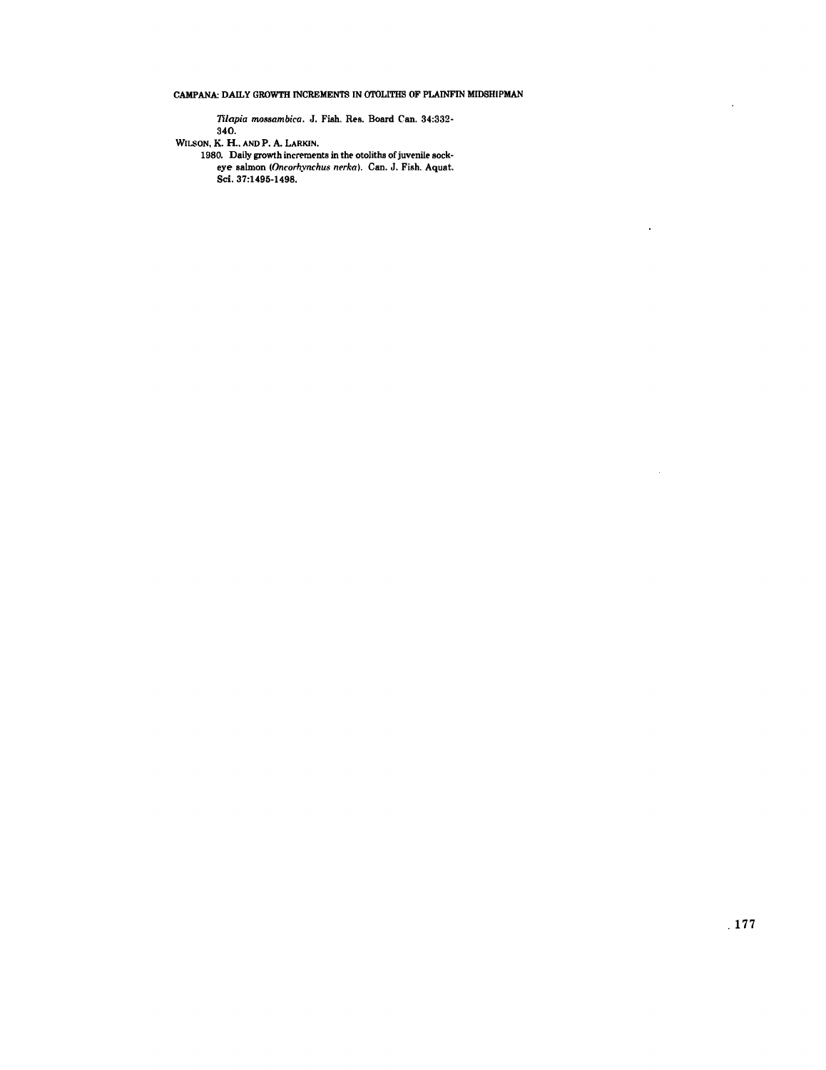*Tilapia mossambica*. J. Fish. Res. Board Can. 34:332-340.

WILSON, K. H., AND P. A. LARKIN.

1980. Daily growth increments in the otoliths of juvenile sockeye salmon (*Oncorhynchus nerka*). Can. J. Fish. Aquat. Sci. 37:1495-1498.